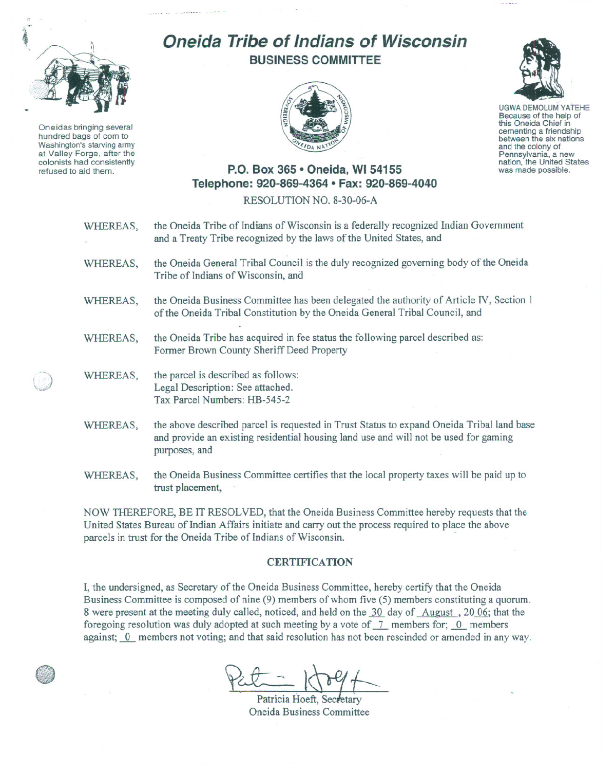# Oneida Tribe of Indians of Wisconsin

## BUSINESS COMMITTEE

Oneidas bringing several hundred bags of corn to Washington's starving army at Valley Forge, after the colonists had consistently refused to aid them.

UGWA DEMOLUM YATEHE
Because of the help of this Oneida Chief in cementing a friendship between the six nations and the colony of Pennsylvania, a new nation, the United States was made possible.

**P.O. Box 365 • Oneida, WI 54155**
**Telephone: 920-869-4364 • Fax: 920-869-4040**

RESOLUTION NO. 8-30-06-A

WHEREAS, the Oneida Tribe of Indians of Wisconsin is a federally recognized Indian Government and a Treaty Tribe recognized by the laws of the United States, and

WHEREAS, the Oneida General Tribal Council is the duly recognized governing body of the Oneida Tribe of Indians of Wisconsin, and

WHEREAS, the Oneida Business Committee has been delegated the authority of Article IV, Section 1 of the Oneida Tribal Constitution by the Oneida General Tribal Council, and

WHEREAS, the Oneida Tribe has acquired in fee status the following parcel described as: Former Brown County Sheriff Deed Property

WHEREAS, the parcel is described as follows:
Legal Description: See attached.
Tax Parcel Numbers: HB-545-2

WHEREAS, the above described parcel is requested in Trust Status to expand Oneida Tribal land base and provide an existing residential housing land use and will not be used for gaming purposes, and

WHEREAS, the Oneida Business Committee certifies that the local property taxes will be paid up to trust placement,

NOW THEREFORE, BE IT RESOLVED, that the Oneida Business Committee hereby requests that the United States Bureau of Indian Affairs initiate and carry out the process required to place the above parcels in trust for the Oneida Tribe of Indians of Wisconsin.

**CERTIFICATION**

I, the undersigned, as Secretary of the Oneida Business Committee, hereby certify that the Oneida Business Committee is composed of nine (9) members of whom five (5) members constituting a quorum. 8 were present at the meeting duly called, noticed, and held on the 30 day of August, 2006; that the foregoing resolution was duly adopted at such meeting by a vote of 7 members for; 0 members against; 0 members not voting; and that said resolution has not been rescinded or amended in any way.

Patricia Hoeft, Secretary
Oneida Business Committee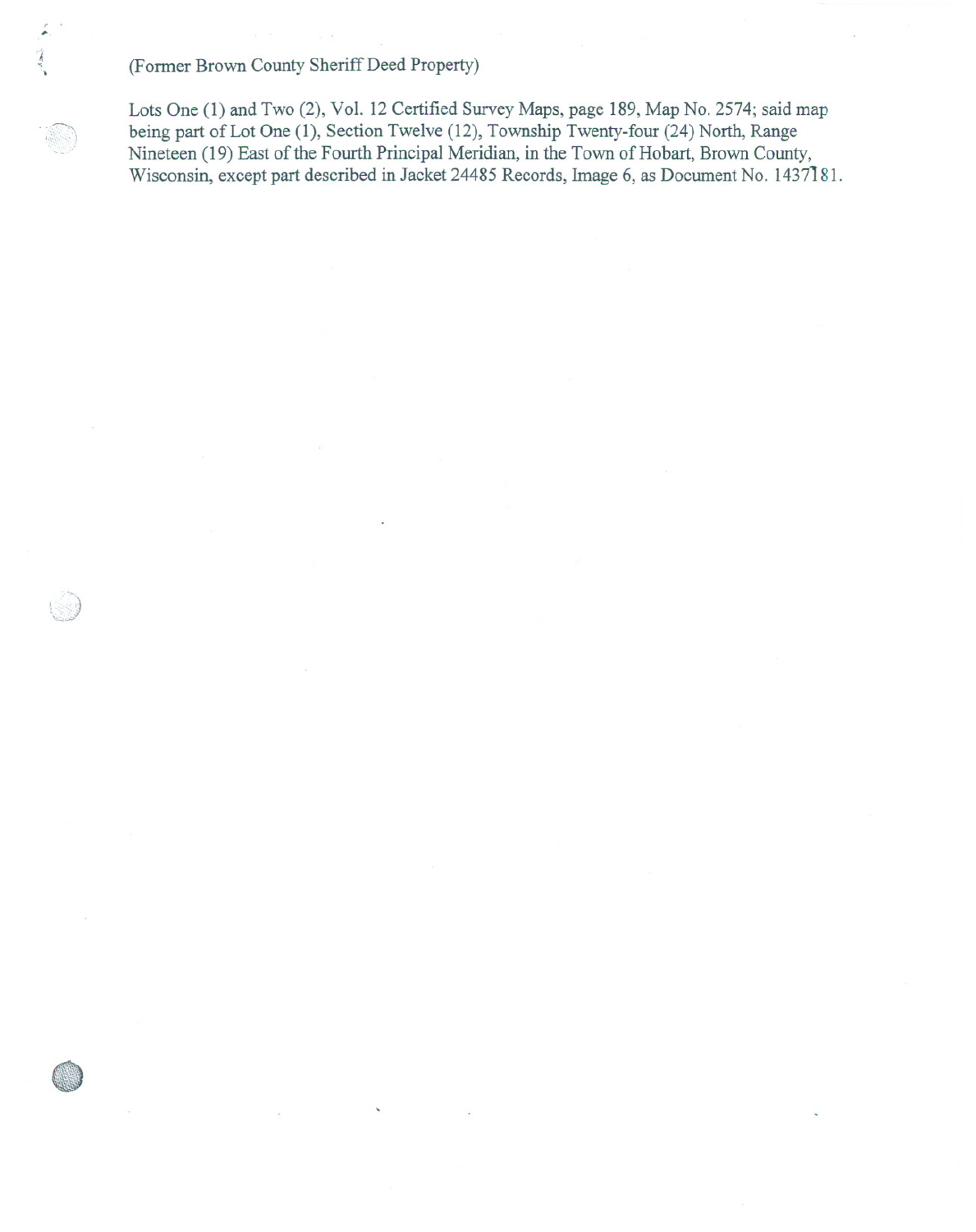(Former Brown County Sheriff Deed Property)

Lots One (1) and Two (2), Vol. 12 Certified Survey Maps, page 189, Map No. 2574; said map being part of Lot One (1), Section Twelve (12), Township Twenty-four (24) North, Range Nineteen (19) East of the Fourth Principal Meridian, in the Town of Hobart, Brown County, Wisconsin, except part described in Jacket 24485 Records, Image 6, as Document No. 1437181.